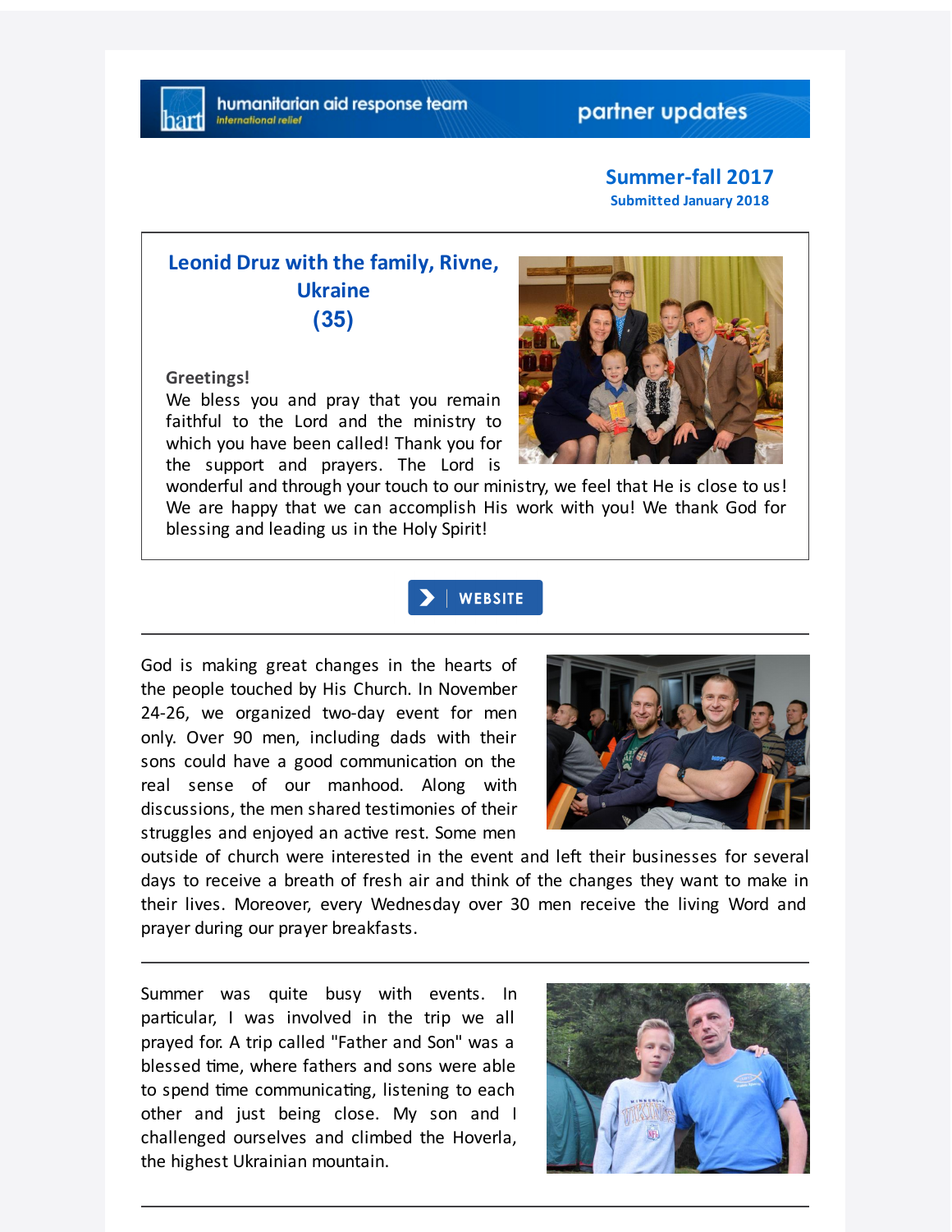humanitarian aid response team
international relief

partner updates

**Summer-fall 2017**
**Submitted January 2018**

## Leonid Druz with the family, Rivne, Ukraine (35)

**Greetings!**

We bless you and pray that you remain faithful to the Lord and the ministry to which you have been called! Thank you for the support and prayers. The Lord is wonderful and through your touch to our ministry, we feel that He is close to us! We are happy that we can accomplish His work with you! We thank God for blessing and leading us in the Holy Spirit!

WEBSITE

---

God is making great changes in the hearts of the people touched by His Church. In November 24-26, we organized two-day event for men only. Over 90 men, including dads with their sons could have a good communication on the real sense of our manhood. Along with discussions, the men shared testimonies of their struggles and enjoyed an active rest. Some men outside of church were interested in the event and left their businesses for several days to receive a breath of fresh air and think of the changes they want to make in their lives. Moreover, every Wednesday over 30 men receive the living Word and prayer during our prayer breakfasts.

---

Summer was quite busy with events. In particular, I was involved in the trip we all prayed for. A trip called "Father and Son" was a blessed time, where fathers and sons were able to spend time communicating, listening to each other and just being close. My son and I challenged ourselves and climbed the Hoverla, the highest Ukrainian mountain.

---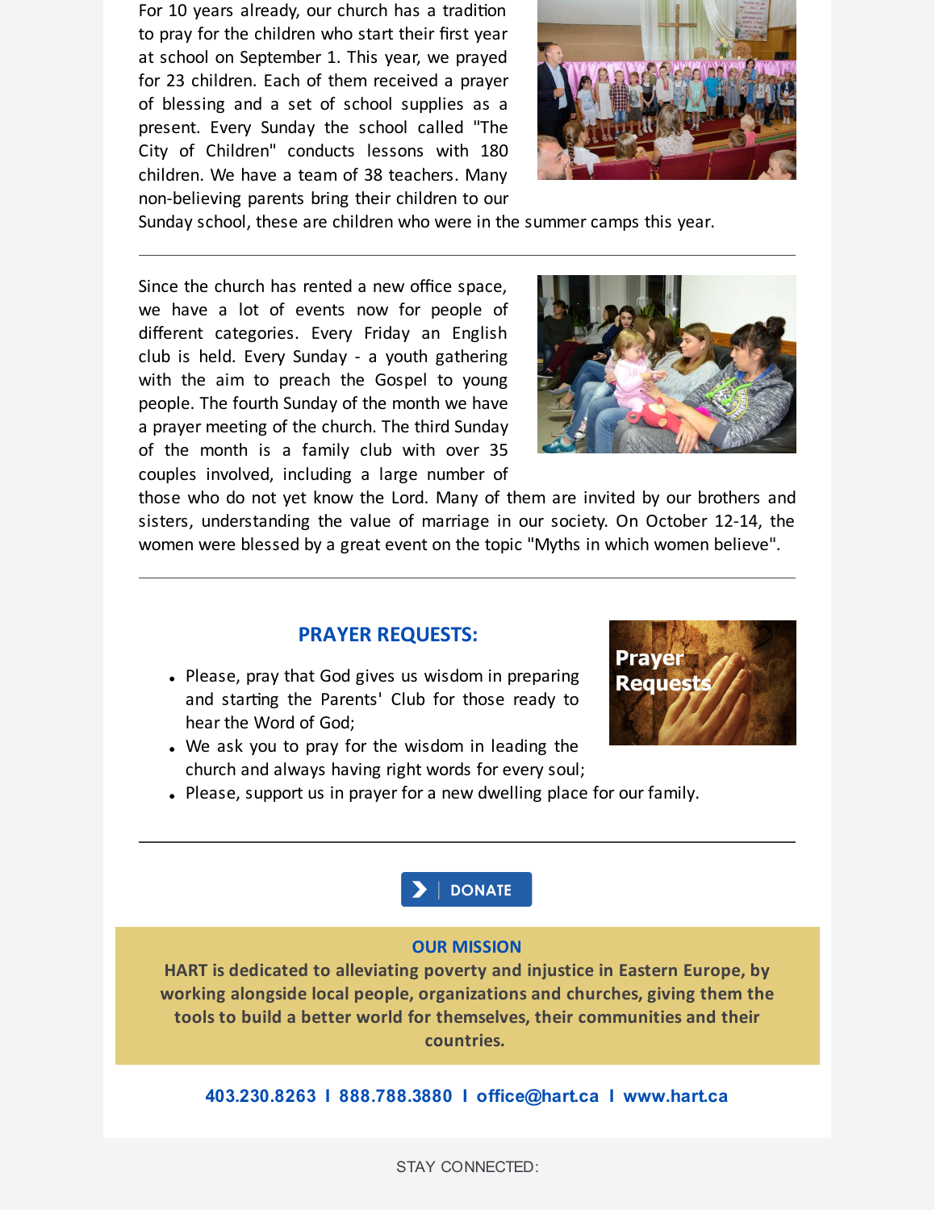For 10 years already, our church has a tradition to pray for the children who start their first year at school on September 1. This year, we prayed for 23 children. Each of them received a prayer of blessing and a set of school supplies as a present. Every Sunday the school called "The City of Children" conducts lessons with 180 children. We have a team of 38 teachers. Many non-believing parents bring their children to our Sunday school, these are children who were in the summer camps this year.

---

Since the church has rented a new office space, we have a lot of events now for people of different categories. Every Friday an English club is held. Every Sunday - a youth gathering with the aim to preach the Gospel to young people. The fourth Sunday of the month we have a prayer meeting of the church. The third Sunday of the month is a family club with over 35 couples involved, including a large number of those who do not yet know the Lord. Many of them are invited by our brothers and sisters, understanding the value of marriage in our society. On October 12-14, the women were blessed by a great event on the topic "Myths in which women believe".

---

## PRAYER REQUESTS:

- Please, pray that God gives us wisdom in preparing and starting the Parents' Club for those ready to hear the Word of God;
- We ask you to pray for the wisdom in leading the church and always having right words for every soul;
- Please, support us in prayer for a new dwelling place for our family.

---

DONATE

**OUR MISSION**

**HART is dedicated to alleviating poverty and injustice in Eastern Europe, by working alongside local people, organizations and churches, giving them the tools to build a better world for themselves, their communities and their countries.**

**403.230.8263 I 888.788.3880 I office@hart.ca I www.hart.ca**

STAY CONNECTED: